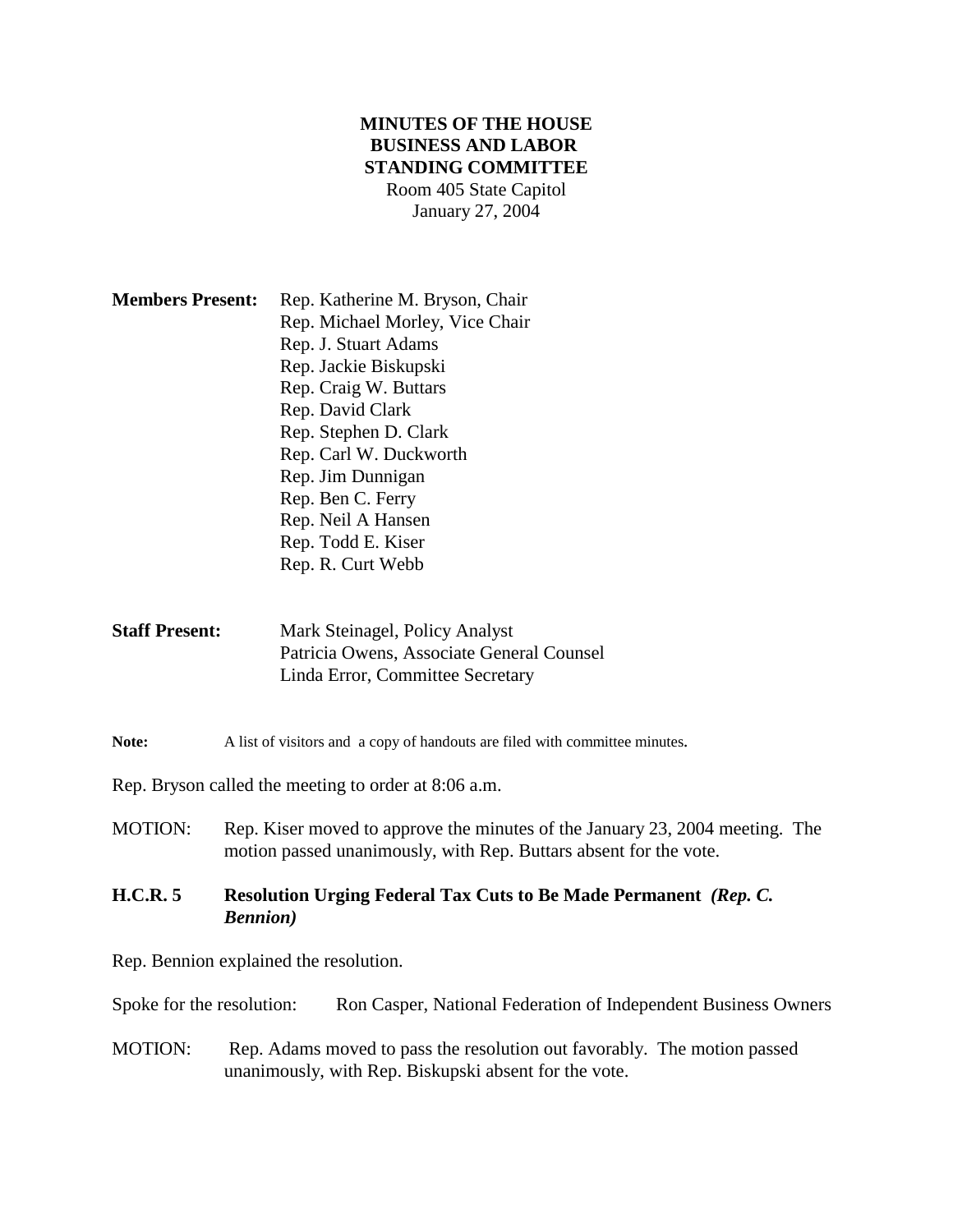**MINUTES OF THE HOUSE**
**BUSINESS AND LABOR**
**STANDING COMMITTEE**
Room 405 State Capitol
January 27, 2004

**Members Present:** Rep. Katherine M. Bryson, Chair
Rep. Michael Morley, Vice Chair
Rep. J. Stuart Adams
Rep. Jackie Biskupski
Rep. Craig W. Buttars
Rep. David Clark
Rep. Stephen D. Clark
Rep. Carl W. Duckworth
Rep. Jim Dunnigan
Rep. Ben C. Ferry
Rep. Neil A Hansen
Rep. Todd E. Kiser
Rep. R. Curt Webb

**Staff Present:** Mark Steinagel, Policy Analyst
Patricia Owens, Associate General Counsel
Linda Error, Committee Secretary

**Note:** A list of visitors and a copy of handouts are filed with committee minutes.

Rep. Bryson called the meeting to order at 8:06 a.m.

MOTION: Rep. Kiser moved to approve the minutes of the January 23, 2004 meeting. The motion passed unanimously, with Rep. Buttars absent for the vote.

**H.C.R. 5 Resolution Urging Federal Tax Cuts to Be Made Permanent** ***(Rep. C. Bennion)***

Rep. Bennion explained the resolution.

Spoke for the resolution: Ron Casper, National Federation of Independent Business Owners

MOTION: Rep. Adams moved to pass the resolution out favorably. The motion passed unanimously, with Rep. Biskupski absent for the vote.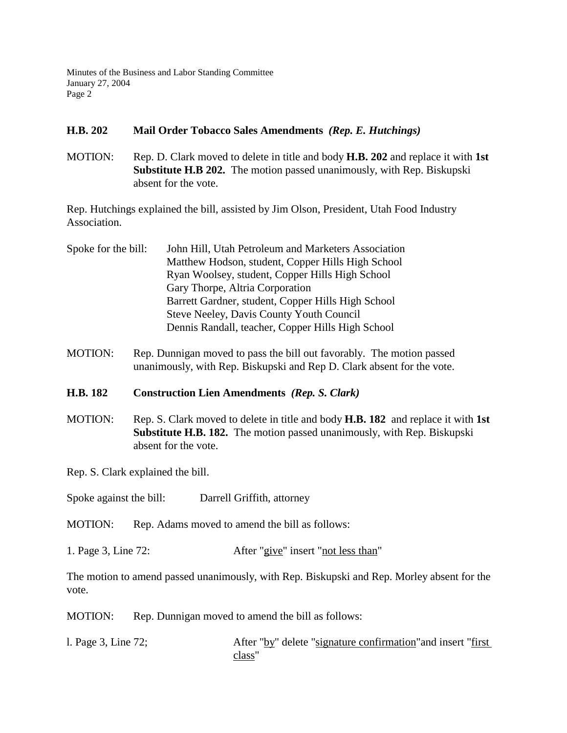**H.B. 202 Mail Order Tobacco Sales Amendments** ***(Rep. E. Hutchings)***

MOTION: Rep. D. Clark moved to delete in title and body **H.B. 202** and replace it with **1st Substitute H.B 202.** The motion passed unanimously, with Rep. Biskupski absent for the vote.

Rep. Hutchings explained the bill, assisted by Jim Olson, President, Utah Food Industry Association.

Spoke for the bill:
- John Hill, Utah Petroleum and Marketers Association
- Matthew Hodson, student, Copper Hills High School
- Ryan Woolsey, student, Copper Hills High School
- Gary Thorpe, Altria Corporation
- Barrett Gardner, student, Copper Hills High School
- Steve Neeley, Davis County Youth Council
- Dennis Randall, teacher, Copper Hills High School

MOTION: Rep. Dunnigan moved to pass the bill out favorably. The motion passed unanimously, with Rep. Biskupski and Rep D. Clark absent for the vote.

**H.B. 182 Construction Lien Amendments** ***(Rep. S. Clark)***

MOTION: Rep. S. Clark moved to delete in title and body **H.B. 182** and replace it with **1st Substitute H.B. 182.** The motion passed unanimously, with Rep. Biskupski absent for the vote.

Rep. S. Clark explained the bill.

Spoke against the bill: Darrell Griffith, attorney

MOTION: Rep. Adams moved to amend the bill as follows:

1. Page 3, Line 72: After "<u>give</u>" insert "<u>not less than</u>"

The motion to amend passed unanimously, with Rep. Biskupski and Rep. Morley absent for the vote.

MOTION: Rep. Dunnigan moved to amend the bill as follows:

l. Page 3, Line 72; After "<u>by</u>" delete "<u>signature confirmation</u>"and insert "<u>first class</u>"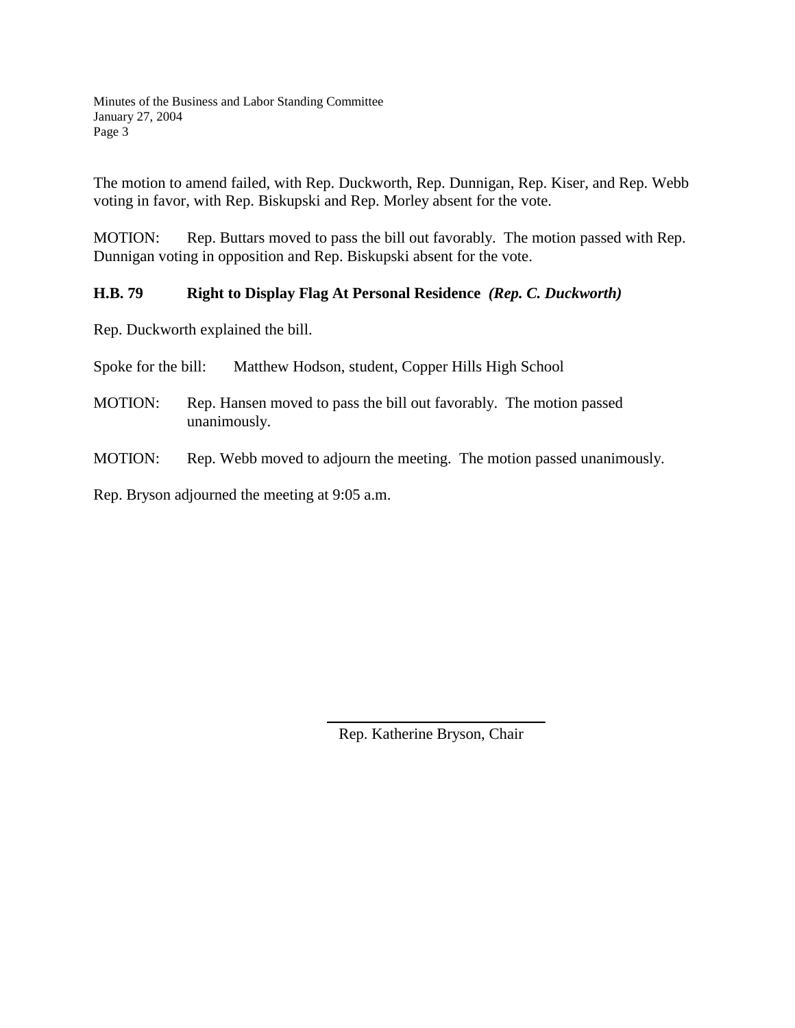The motion to amend failed, with Rep. Duckworth, Rep. Dunnigan, Rep. Kiser, and Rep. Webb voting in favor, with Rep. Biskupski and Rep. Morley absent for the vote.

MOTION: Rep. Buttars moved to pass the bill out favorably. The motion passed with Rep. Dunnigan voting in opposition and Rep. Biskupski absent for the vote.

**H.B. 79 Right to Display Flag At Personal Residence** ***(Rep. C. Duckworth)***

Rep. Duckworth explained the bill.

Spoke for the bill: Matthew Hodson, student, Copper Hills High School

MOTION: Rep. Hansen moved to pass the bill out favorably. The motion passed unanimously.

MOTION: Rep. Webb moved to adjourn the meeting. The motion passed unanimously.

Rep. Bryson adjourned the meeting at 9:05 a.m.

Rep. Katherine Bryson, Chair